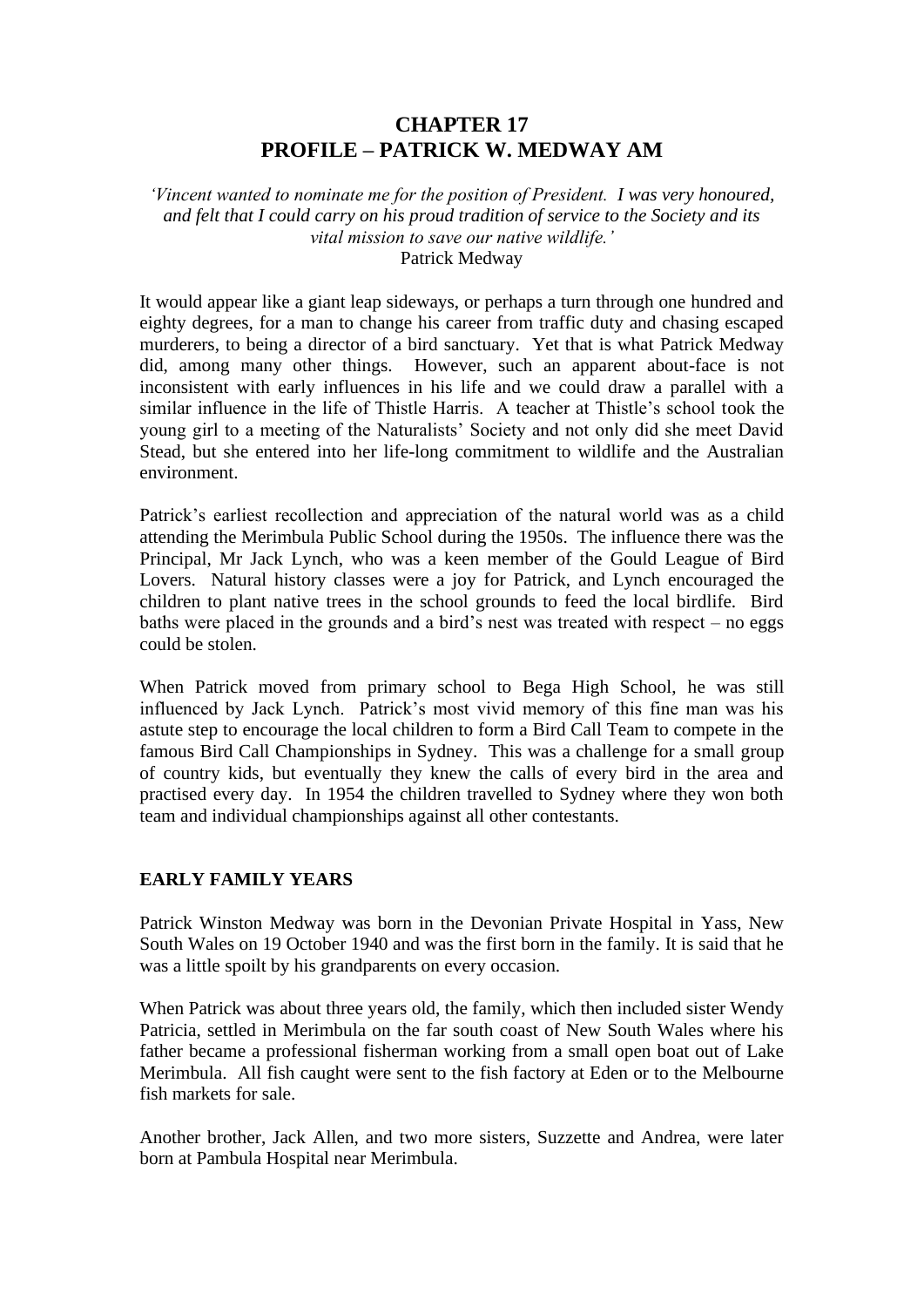# CHAPTER 17
# PROFILE – PATRICK W. MEDWAY AM

*'Vincent wanted to nominate me for the position of President. I was very honoured, and felt that I could carry on his proud tradition of service to the Society and its vital mission to save our native wildlife.'*
Patrick Medway

It would appear like a giant leap sideways, or perhaps a turn through one hundred and eighty degrees, for a man to change his career from traffic duty and chasing escaped murderers, to being a director of a bird sanctuary. Yet that is what Patrick Medway did, among many other things. However, such an apparent about-face is not inconsistent with early influences in his life and we could draw a parallel with a similar influence in the life of Thistle Harris. A teacher at Thistle's school took the young girl to a meeting of the Naturalists' Society and not only did she meet David Stead, but she entered into her life-long commitment to wildlife and the Australian environment.

Patrick's earliest recollection and appreciation of the natural world was as a child attending the Merimbula Public School during the 1950s. The influence there was the Principal, Mr Jack Lynch, who was a keen member of the Gould League of Bird Lovers. Natural history classes were a joy for Patrick, and Lynch encouraged the children to plant native trees in the school grounds to feed the local birdlife. Bird baths were placed in the grounds and a bird's nest was treated with respect – no eggs could be stolen.

When Patrick moved from primary school to Bega High School, he was still influenced by Jack Lynch. Patrick's most vivid memory of this fine man was his astute step to encourage the local children to form a Bird Call Team to compete in the famous Bird Call Championships in Sydney. This was a challenge for a small group of country kids, but eventually they knew the calls of every bird in the area and practised every day. In 1954 the children travelled to Sydney where they won both team and individual championships against all other contestants.

## EARLY FAMILY YEARS

Patrick Winston Medway was born in the Devonian Private Hospital in Yass, New South Wales on 19 October 1940 and was the first born in the family. It is said that he was a little spoilt by his grandparents on every occasion.

When Patrick was about three years old, the family, which then included sister Wendy Patricia, settled in Merimbula on the far south coast of New South Wales where his father became a professional fisherman working from a small open boat out of Lake Merimbula. All fish caught were sent to the fish factory at Eden or to the Melbourne fish markets for sale.

Another brother, Jack Allen, and two more sisters, Suzzette and Andrea, were later born at Pambula Hospital near Merimbula.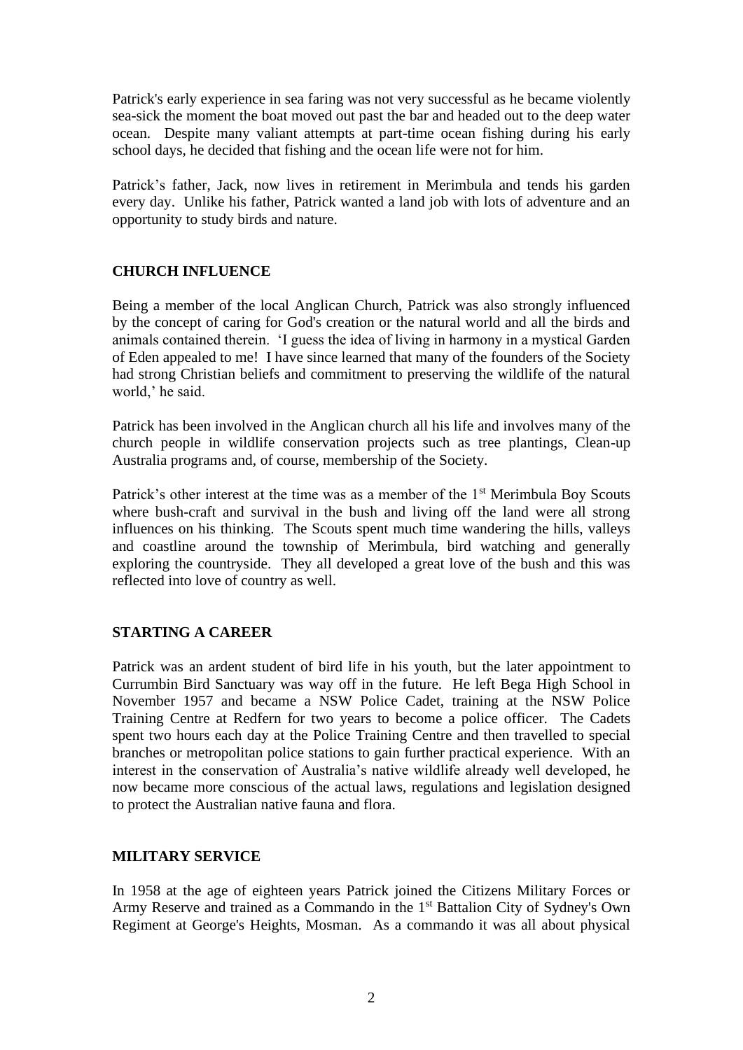Patrick's early experience in sea faring was not very successful as he became violently sea-sick the moment the boat moved out past the bar and headed out to the deep water ocean. Despite many valiant attempts at part-time ocean fishing during his early school days, he decided that fishing and the ocean life were not for him.

Patrick's father, Jack, now lives in retirement in Merimbula and tends his garden every day. Unlike his father, Patrick wanted a land job with lots of adventure and an opportunity to study birds and nature.

## CHURCH INFLUENCE

Being a member of the local Anglican Church, Patrick was also strongly influenced by the concept of caring for God's creation or the natural world and all the birds and animals contained therein. 'I guess the idea of living in harmony in a mystical Garden of Eden appealed to me! I have since learned that many of the founders of the Society had strong Christian beliefs and commitment to preserving the wildlife of the natural world,' he said.

Patrick has been involved in the Anglican church all his life and involves many of the church people in wildlife conservation projects such as tree plantings, Clean-up Australia programs and, of course, membership of the Society.

Patrick's other interest at the time was as a member of the 1st Merimbula Boy Scouts where bush-craft and survival in the bush and living off the land were all strong influences on his thinking. The Scouts spent much time wandering the hills, valleys and coastline around the township of Merimbula, bird watching and generally exploring the countryside. They all developed a great love of the bush and this was reflected into love of country as well.

## STARTING A CAREER

Patrick was an ardent student of bird life in his youth, but the later appointment to Currumbin Bird Sanctuary was way off in the future. He left Bega High School in November 1957 and became a NSW Police Cadet, training at the NSW Police Training Centre at Redfern for two years to become a police officer. The Cadets spent two hours each day at the Police Training Centre and then travelled to special branches or metropolitan police stations to gain further practical experience. With an interest in the conservation of Australia's native wildlife already well developed, he now became more conscious of the actual laws, regulations and legislation designed to protect the Australian native fauna and flora.

## MILITARY SERVICE

In 1958 at the age of eighteen years Patrick joined the Citizens Military Forces or Army Reserve and trained as a Commando in the 1st Battalion City of Sydney's Own Regiment at George's Heights, Mosman. As a commando it was all about physical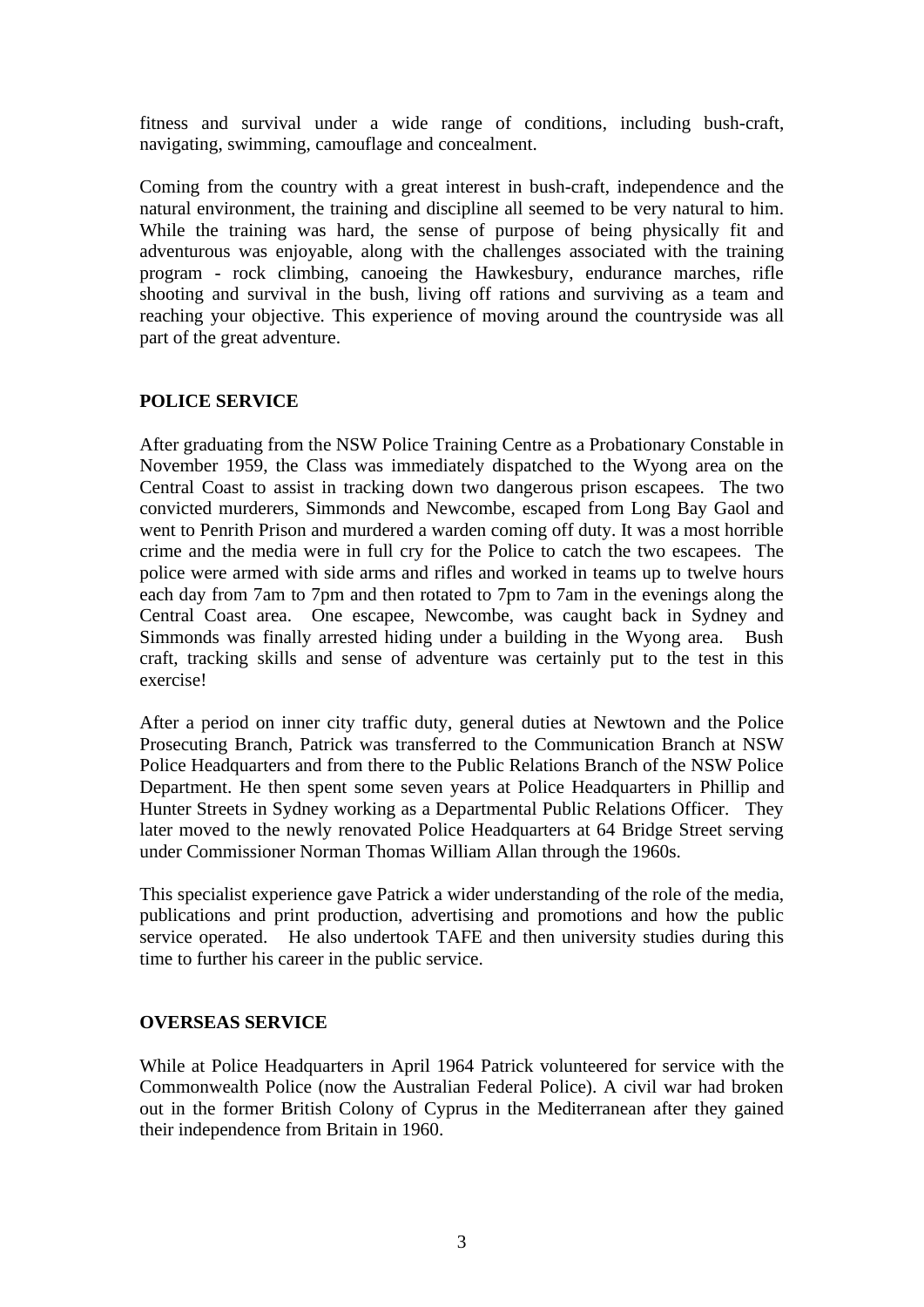fitness and survival under a wide range of conditions, including bush-craft, navigating, swimming, camouflage and concealment.

Coming from the country with a great interest in bush-craft, independence and the natural environment, the training and discipline all seemed to be very natural to him. While the training was hard, the sense of purpose of being physically fit and adventurous was enjoyable, along with the challenges associated with the training program - rock climbing, canoeing the Hawkesbury, endurance marches, rifle shooting and survival in the bush, living off rations and surviving as a team and reaching your objective. This experience of moving around the countryside was all part of the great adventure.

**POLICE SERVICE**

After graduating from the NSW Police Training Centre as a Probationary Constable in November 1959, the Class was immediately dispatched to the Wyong area on the Central Coast to assist in tracking down two dangerous prison escapees. The two convicted murderers, Simmonds and Newcombe, escaped from Long Bay Gaol and went to Penrith Prison and murdered a warden coming off duty. It was a most horrible crime and the media were in full cry for the Police to catch the two escapees. The police were armed with side arms and rifles and worked in teams up to twelve hours each day from 7am to 7pm and then rotated to 7pm to 7am in the evenings along the Central Coast area. One escapee, Newcombe, was caught back in Sydney and Simmonds was finally arrested hiding under a building in the Wyong area. Bush craft, tracking skills and sense of adventure was certainly put to the test in this exercise!

After a period on inner city traffic duty, general duties at Newtown and the Police Prosecuting Branch, Patrick was transferred to the Communication Branch at NSW Police Headquarters and from there to the Public Relations Branch of the NSW Police Department. He then spent some seven years at Police Headquarters in Phillip and Hunter Streets in Sydney working as a Departmental Public Relations Officer. They later moved to the newly renovated Police Headquarters at 64 Bridge Street serving under Commissioner Norman Thomas William Allan through the 1960s.

This specialist experience gave Patrick a wider understanding of the role of the media, publications and print production, advertising and promotions and how the public service operated. He also undertook TAFE and then university studies during this time to further his career in the public service.

**OVERSEAS SERVICE**

While at Police Headquarters in April 1964 Patrick volunteered for service with the Commonwealth Police (now the Australian Federal Police). A civil war had broken out in the former British Colony of Cyprus in the Mediterranean after they gained their independence from Britain in 1960.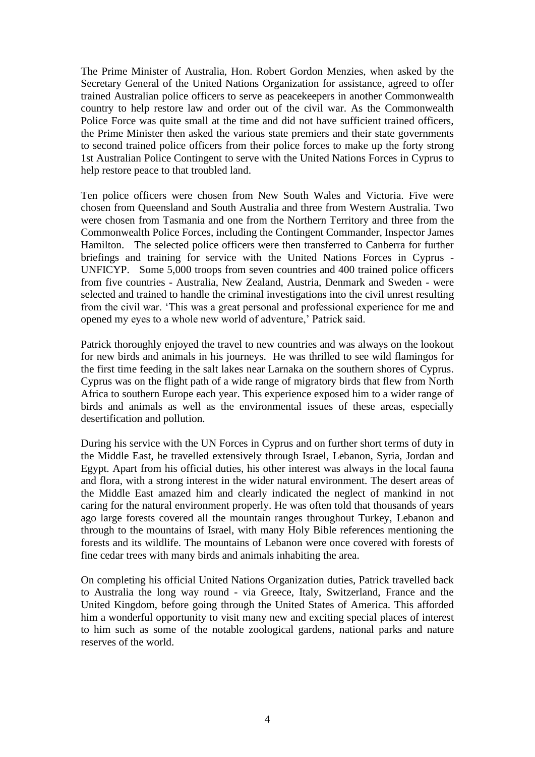The Prime Minister of Australia, Hon. Robert Gordon Menzies, when asked by the Secretary General of the United Nations Organization for assistance, agreed to offer trained Australian police officers to serve as peacekeepers in another Commonwealth country to help restore law and order out of the civil war. As the Commonwealth Police Force was quite small at the time and did not have sufficient trained officers, the Prime Minister then asked the various state premiers and their state governments to second trained police officers from their police forces to make up the forty strong 1st Australian Police Contingent to serve with the United Nations Forces in Cyprus to help restore peace to that troubled land.

Ten police officers were chosen from New South Wales and Victoria. Five were chosen from Queensland and South Australia and three from Western Australia. Two were chosen from Tasmania and one from the Northern Territory and three from the Commonwealth Police Forces, including the Contingent Commander, Inspector James Hamilton. The selected police officers were then transferred to Canberra for further briefings and training for service with the United Nations Forces in Cyprus - UNFICYP. Some 5,000 troops from seven countries and 400 trained police officers from five countries - Australia, New Zealand, Austria, Denmark and Sweden - were selected and trained to handle the criminal investigations into the civil unrest resulting from the civil war. 'This was a great personal and professional experience for me and opened my eyes to a whole new world of adventure,' Patrick said.

Patrick thoroughly enjoyed the travel to new countries and was always on the lookout for new birds and animals in his journeys. He was thrilled to see wild flamingos for the first time feeding in the salt lakes near Larnaka on the southern shores of Cyprus. Cyprus was on the flight path of a wide range of migratory birds that flew from North Africa to southern Europe each year. This experience exposed him to a wider range of birds and animals as well as the environmental issues of these areas, especially desertification and pollution.

During his service with the UN Forces in Cyprus and on further short terms of duty in the Middle East, he travelled extensively through Israel, Lebanon, Syria, Jordan and Egypt. Apart from his official duties, his other interest was always in the local fauna and flora, with a strong interest in the wider natural environment. The desert areas of the Middle East amazed him and clearly indicated the neglect of mankind in not caring for the natural environment properly. He was often told that thousands of years ago large forests covered all the mountain ranges throughout Turkey, Lebanon and through to the mountains of Israel, with many Holy Bible references mentioning the forests and its wildlife. The mountains of Lebanon were once covered with forests of fine cedar trees with many birds and animals inhabiting the area.

On completing his official United Nations Organization duties, Patrick travelled back to Australia the long way round - via Greece, Italy, Switzerland, France and the United Kingdom, before going through the United States of America. This afforded him a wonderful opportunity to visit many new and exciting special places of interest to him such as some of the notable zoological gardens, national parks and nature reserves of the world.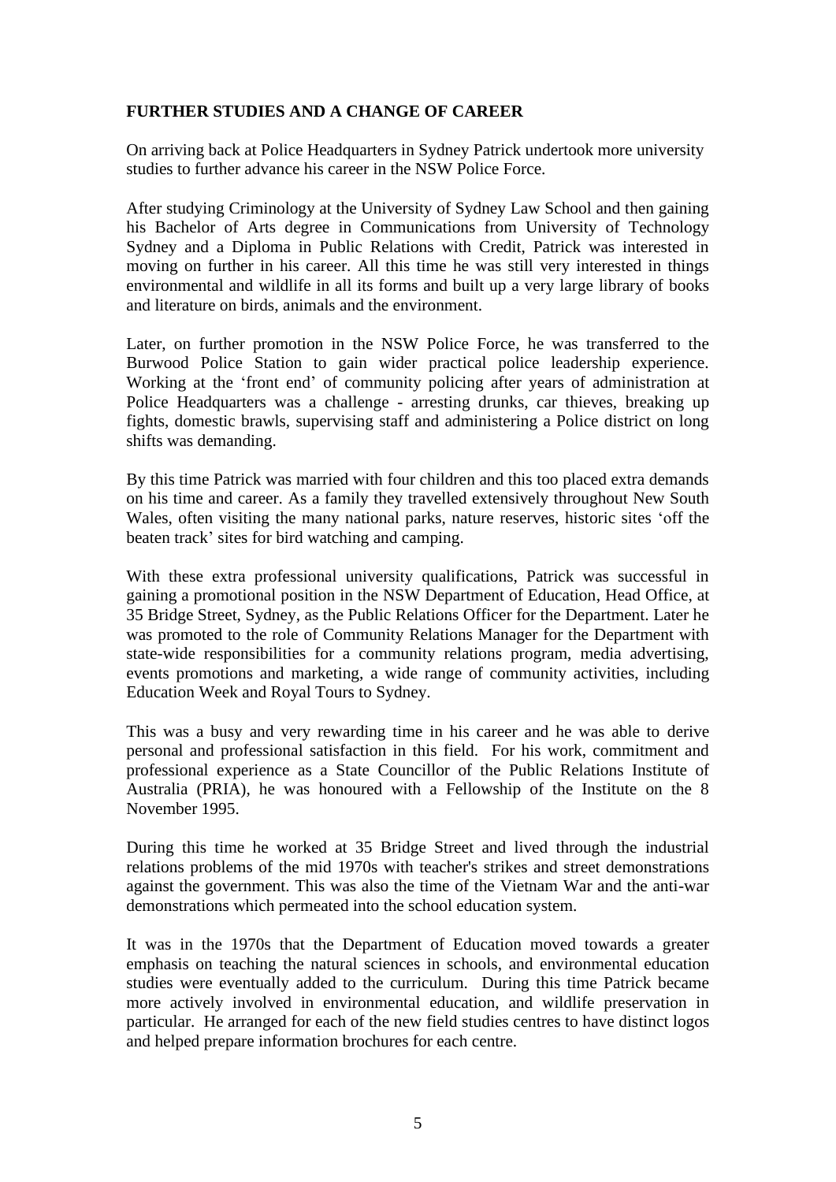**FURTHER STUDIES AND A CHANGE OF CAREER**

On arriving back at Police Headquarters in Sydney Patrick undertook more university studies to further advance his career in the NSW Police Force.

After studying Criminology at the University of Sydney Law School and then gaining his Bachelor of Arts degree in Communications from University of Technology Sydney and a Diploma in Public Relations with Credit, Patrick was interested in moving on further in his career. All this time he was still very interested in things environmental and wildlife in all its forms and built up a very large library of books and literature on birds, animals and the environment.

Later, on further promotion in the NSW Police Force, he was transferred to the Burwood Police Station to gain wider practical police leadership experience. Working at the 'front end' of community policing after years of administration at Police Headquarters was a challenge - arresting drunks, car thieves, breaking up fights, domestic brawls, supervising staff and administering a Police district on long shifts was demanding.

By this time Patrick was married with four children and this too placed extra demands on his time and career. As a family they travelled extensively throughout New South Wales, often visiting the many national parks, nature reserves, historic sites 'off the beaten track' sites for bird watching and camping.

With these extra professional university qualifications, Patrick was successful in gaining a promotional position in the NSW Department of Education, Head Office, at 35 Bridge Street, Sydney, as the Public Relations Officer for the Department. Later he was promoted to the role of Community Relations Manager for the Department with state-wide responsibilities for a community relations program, media advertising, events promotions and marketing, a wide range of community activities, including Education Week and Royal Tours to Sydney.

This was a busy and very rewarding time in his career and he was able to derive personal and professional satisfaction in this field. For his work, commitment and professional experience as a State Councillor of the Public Relations Institute of Australia (PRIA), he was honoured with a Fellowship of the Institute on the 8 November 1995.

During this time he worked at 35 Bridge Street and lived through the industrial relations problems of the mid 1970s with teacher's strikes and street demonstrations against the government. This was also the time of the Vietnam War and the anti-war demonstrations which permeated into the school education system.

It was in the 1970s that the Department of Education moved towards a greater emphasis on teaching the natural sciences in schools, and environmental education studies were eventually added to the curriculum. During this time Patrick became more actively involved in environmental education, and wildlife preservation in particular. He arranged for each of the new field studies centres to have distinct logos and helped prepare information brochures for each centre.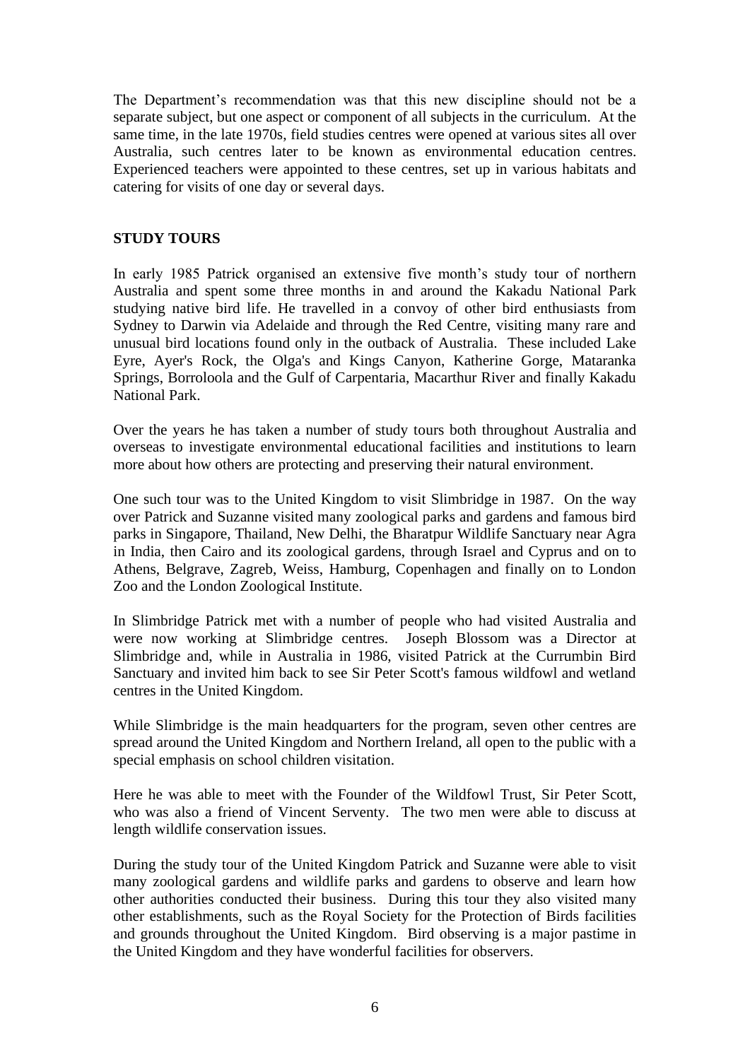The Department's recommendation was that this new discipline should not be a separate subject, but one aspect or component of all subjects in the curriculum. At the same time, in the late 1970s, field studies centres were opened at various sites all over Australia, such centres later to be known as environmental education centres. Experienced teachers were appointed to these centres, set up in various habitats and catering for visits of one day or several days.

**STUDY TOURS**

In early 1985 Patrick organised an extensive five month's study tour of northern Australia and spent some three months in and around the Kakadu National Park studying native bird life. He travelled in a convoy of other bird enthusiasts from Sydney to Darwin via Adelaide and through the Red Centre, visiting many rare and unusual bird locations found only in the outback of Australia. These included Lake Eyre, Ayer's Rock, the Olga's and Kings Canyon, Katherine Gorge, Mataranka Springs, Borroloola and the Gulf of Carpentaria, Macarthur River and finally Kakadu National Park.

Over the years he has taken a number of study tours both throughout Australia and overseas to investigate environmental educational facilities and institutions to learn more about how others are protecting and preserving their natural environment.

One such tour was to the United Kingdom to visit Slimbridge in 1987. On the way over Patrick and Suzanne visited many zoological parks and gardens and famous bird parks in Singapore, Thailand, New Delhi, the Bharatpur Wildlife Sanctuary near Agra in India, then Cairo and its zoological gardens, through Israel and Cyprus and on to Athens, Belgrave, Zagreb, Weiss, Hamburg, Copenhagen and finally on to London Zoo and the London Zoological Institute.

In Slimbridge Patrick met with a number of people who had visited Australia and were now working at Slimbridge centres. Joseph Blossom was a Director at Slimbridge and, while in Australia in 1986, visited Patrick at the Currumbin Bird Sanctuary and invited him back to see Sir Peter Scott's famous wildfowl and wetland centres in the United Kingdom.

While Slimbridge is the main headquarters for the program, seven other centres are spread around the United Kingdom and Northern Ireland, all open to the public with a special emphasis on school children visitation.

Here he was able to meet with the Founder of the Wildfowl Trust, Sir Peter Scott, who was also a friend of Vincent Serventy. The two men were able to discuss at length wildlife conservation issues.

During the study tour of the United Kingdom Patrick and Suzanne were able to visit many zoological gardens and wildlife parks and gardens to observe and learn how other authorities conducted their business. During this tour they also visited many other establishments, such as the Royal Society for the Protection of Birds facilities and grounds throughout the United Kingdom. Bird observing is a major pastime in the United Kingdom and they have wonderful facilities for observers.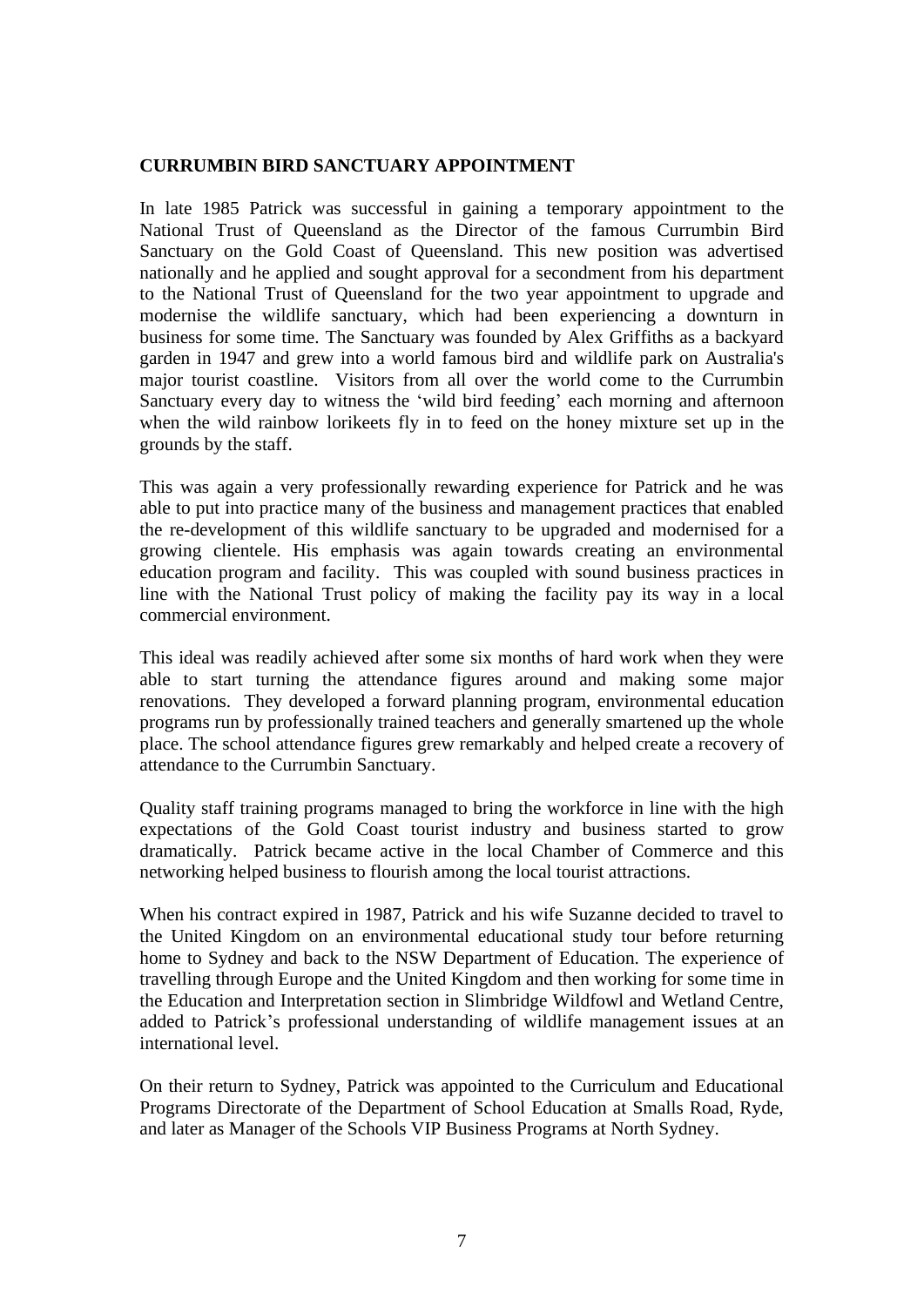**CURRUMBIN BIRD SANCTUARY APPOINTMENT**

In late 1985 Patrick was successful in gaining a temporary appointment to the National Trust of Queensland as the Director of the famous Currumbin Bird Sanctuary on the Gold Coast of Queensland. This new position was advertised nationally and he applied and sought approval for a secondment from his department to the National Trust of Queensland for the two year appointment to upgrade and modernise the wildlife sanctuary, which had been experiencing a downturn in business for some time. The Sanctuary was founded by Alex Griffiths as a backyard garden in 1947 and grew into a world famous bird and wildlife park on Australia's major tourist coastline. Visitors from all over the world come to the Currumbin Sanctuary every day to witness the 'wild bird feeding' each morning and afternoon when the wild rainbow lorikeets fly in to feed on the honey mixture set up in the grounds by the staff.

This was again a very professionally rewarding experience for Patrick and he was able to put into practice many of the business and management practices that enabled the re-development of this wildlife sanctuary to be upgraded and modernised for a growing clientele. His emphasis was again towards creating an environmental education program and facility. This was coupled with sound business practices in line with the National Trust policy of making the facility pay its way in a local commercial environment.

This ideal was readily achieved after some six months of hard work when they were able to start turning the attendance figures around and making some major renovations. They developed a forward planning program, environmental education programs run by professionally trained teachers and generally smartened up the whole place. The school attendance figures grew remarkably and helped create a recovery of attendance to the Currumbin Sanctuary.

Quality staff training programs managed to bring the workforce in line with the high expectations of the Gold Coast tourist industry and business started to grow dramatically. Patrick became active in the local Chamber of Commerce and this networking helped business to flourish among the local tourist attractions.

When his contract expired in 1987, Patrick and his wife Suzanne decided to travel to the United Kingdom on an environmental educational study tour before returning home to Sydney and back to the NSW Department of Education. The experience of travelling through Europe and the United Kingdom and then working for some time in the Education and Interpretation section in Slimbridge Wildfowl and Wetland Centre, added to Patrick's professional understanding of wildlife management issues at an international level.

On their return to Sydney, Patrick was appointed to the Curriculum and Educational Programs Directorate of the Department of School Education at Smalls Road, Ryde, and later as Manager of the Schools VIP Business Programs at North Sydney.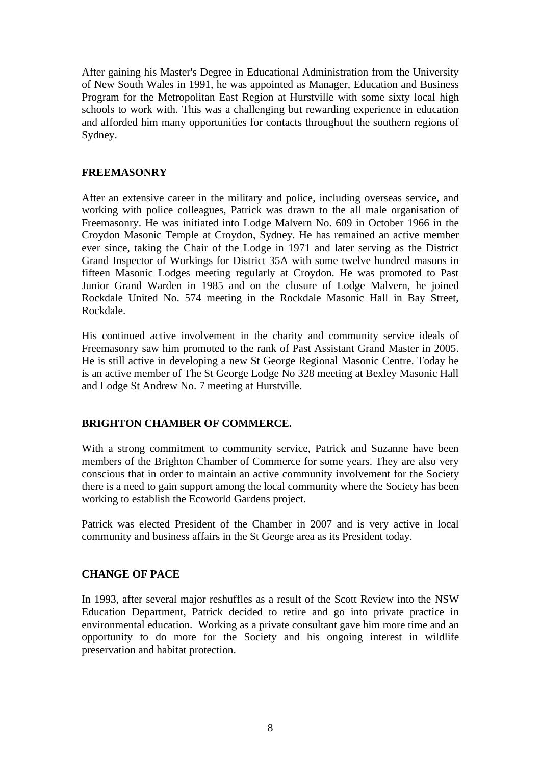After gaining his Master's Degree in Educational Administration from the University of New South Wales in 1991, he was appointed as Manager, Education and Business Program for the Metropolitan East Region at Hurstville with some sixty local high schools to work with. This was a challenging but rewarding experience in education and afforded him many opportunities for contacts throughout the southern regions of Sydney.

**FREEMASONRY**

After an extensive career in the military and police, including overseas service, and working with police colleagues, Patrick was drawn to the all male organisation of Freemasonry. He was initiated into Lodge Malvern No. 609 in October 1966 in the Croydon Masonic Temple at Croydon, Sydney. He has remained an active member ever since, taking the Chair of the Lodge in 1971 and later serving as the District Grand Inspector of Workings for District 35A with some twelve hundred masons in fifteen Masonic Lodges meeting regularly at Croydon. He was promoted to Past Junior Grand Warden in 1985 and on the closure of Lodge Malvern, he joined Rockdale United No. 574 meeting in the Rockdale Masonic Hall in Bay Street, Rockdale.

His continued active involvement in the charity and community service ideals of Freemasonry saw him promoted to the rank of Past Assistant Grand Master in 2005. He is still active in developing a new St George Regional Masonic Centre. Today he is an active member of The St George Lodge No 328 meeting at Bexley Masonic Hall and Lodge St Andrew No. 7 meeting at Hurstville.

**BRIGHTON CHAMBER OF COMMERCE.**

With a strong commitment to community service, Patrick and Suzanne have been members of the Brighton Chamber of Commerce for some years. They are also very conscious that in order to maintain an active community involvement for the Society there is a need to gain support among the local community where the Society has been working to establish the Ecoworld Gardens project.

Patrick was elected President of the Chamber in 2007 and is very active in local community and business affairs in the St George area as its President today.

**CHANGE OF PACE**

In 1993, after several major reshuffles as a result of the Scott Review into the NSW Education Department, Patrick decided to retire and go into private practice in environmental education. Working as a private consultant gave him more time and an opportunity to do more for the Society and his ongoing interest in wildlife preservation and habitat protection.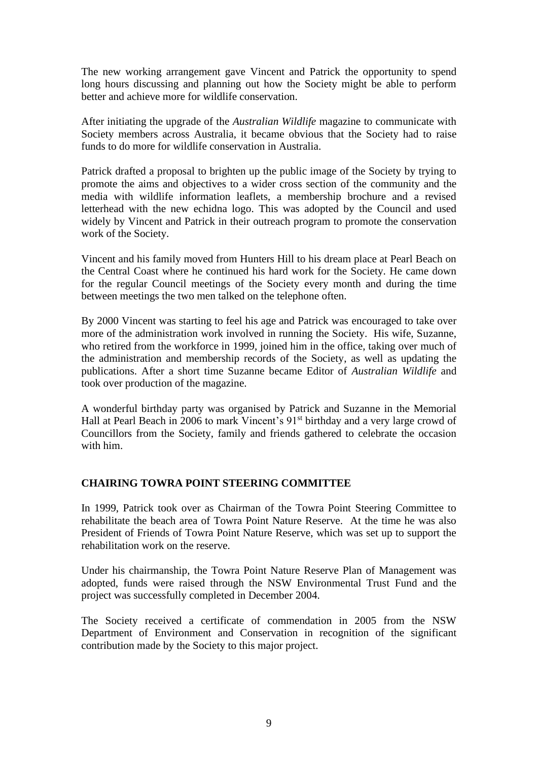The new working arrangement gave Vincent and Patrick the opportunity to spend long hours discussing and planning out how the Society might be able to perform better and achieve more for wildlife conservation.

After initiating the upgrade of the *Australian Wildlife* magazine to communicate with Society members across Australia, it became obvious that the Society had to raise funds to do more for wildlife conservation in Australia.

Patrick drafted a proposal to brighten up the public image of the Society by trying to promote the aims and objectives to a wider cross section of the community and the media with wildlife information leaflets, a membership brochure and a revised letterhead with the new echidna logo. This was adopted by the Council and used widely by Vincent and Patrick in their outreach program to promote the conservation work of the Society.

Vincent and his family moved from Hunters Hill to his dream place at Pearl Beach on the Central Coast where he continued his hard work for the Society. He came down for the regular Council meetings of the Society every month and during the time between meetings the two men talked on the telephone often.

By 2000 Vincent was starting to feel his age and Patrick was encouraged to take over more of the administration work involved in running the Society. His wife, Suzanne, who retired from the workforce in 1999, joined him in the office, taking over much of the administration and membership records of the Society, as well as updating the publications. After a short time Suzanne became Editor of *Australian Wildlife* and took over production of the magazine.

A wonderful birthday party was organised by Patrick and Suzanne in the Memorial Hall at Pearl Beach in 2006 to mark Vincent's 91st birthday and a very large crowd of Councillors from the Society, family and friends gathered to celebrate the occasion with him.

## CHAIRING TOWRA POINT STEERING COMMITTEE

In 1999, Patrick took over as Chairman of the Towra Point Steering Committee to rehabilitate the beach area of Towra Point Nature Reserve. At the time he was also President of Friends of Towra Point Nature Reserve, which was set up to support the rehabilitation work on the reserve.

Under his chairmanship, the Towra Point Nature Reserve Plan of Management was adopted, funds were raised through the NSW Environmental Trust Fund and the project was successfully completed in December 2004.

The Society received a certificate of commendation in 2005 from the NSW Department of Environment and Conservation in recognition of the significant contribution made by the Society to this major project.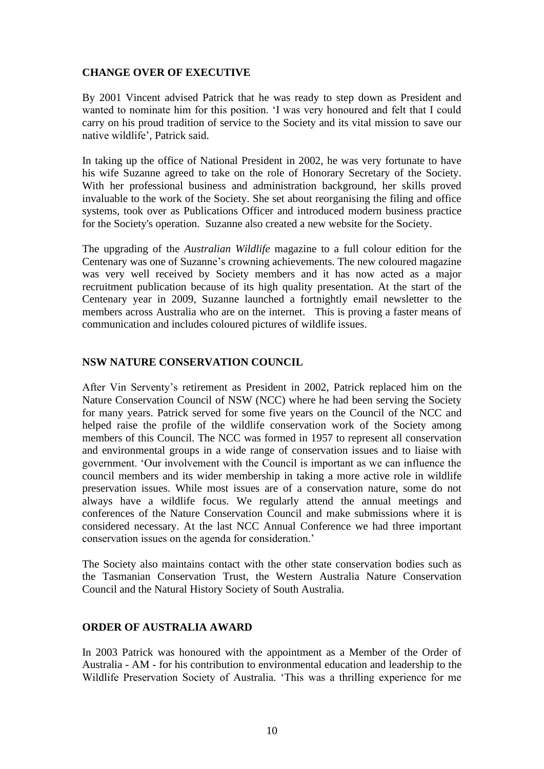## CHANGE OVER OF EXECUTIVE

By 2001 Vincent advised Patrick that he was ready to step down as President and wanted to nominate him for this position. 'I was very honoured and felt that I could carry on his proud tradition of service to the Society and its vital mission to save our native wildlife', Patrick said.

In taking up the office of National President in 2002, he was very fortunate to have his wife Suzanne agreed to take on the role of Honorary Secretary of the Society. With her professional business and administration background, her skills proved invaluable to the work of the Society. She set about reorganising the filing and office systems, took over as Publications Officer and introduced modern business practice for the Society's operation. Suzanne also created a new website for the Society.

The upgrading of the *Australian Wildlife* magazine to a full colour edition for the Centenary was one of Suzanne's crowning achievements. The new coloured magazine was very well received by Society members and it has now acted as a major recruitment publication because of its high quality presentation. At the start of the Centenary year in 2009, Suzanne launched a fortnightly email newsletter to the members across Australia who are on the internet. This is proving a faster means of communication and includes coloured pictures of wildlife issues.

## NSW NATURE CONSERVATION COUNCIL

After Vin Serventy's retirement as President in 2002, Patrick replaced him on the Nature Conservation Council of NSW (NCC) where he had been serving the Society for many years. Patrick served for some five years on the Council of the NCC and helped raise the profile of the wildlife conservation work of the Society among members of this Council. The NCC was formed in 1957 to represent all conservation and environmental groups in a wide range of conservation issues and to liaise with government. 'Our involvement with the Council is important as we can influence the council members and its wider membership in taking a more active role in wildlife preservation issues. While most issues are of a conservation nature, some do not always have a wildlife focus. We regularly attend the annual meetings and conferences of the Nature Conservation Council and make submissions where it is considered necessary. At the last NCC Annual Conference we had three important conservation issues on the agenda for consideration.'

The Society also maintains contact with the other state conservation bodies such as the Tasmanian Conservation Trust, the Western Australia Nature Conservation Council and the Natural History Society of South Australia.

## ORDER OF AUSTRALIA AWARD

In 2003 Patrick was honoured with the appointment as a Member of the Order of Australia - AM - for his contribution to environmental education and leadership to the Wildlife Preservation Society of Australia. 'This was a thrilling experience for me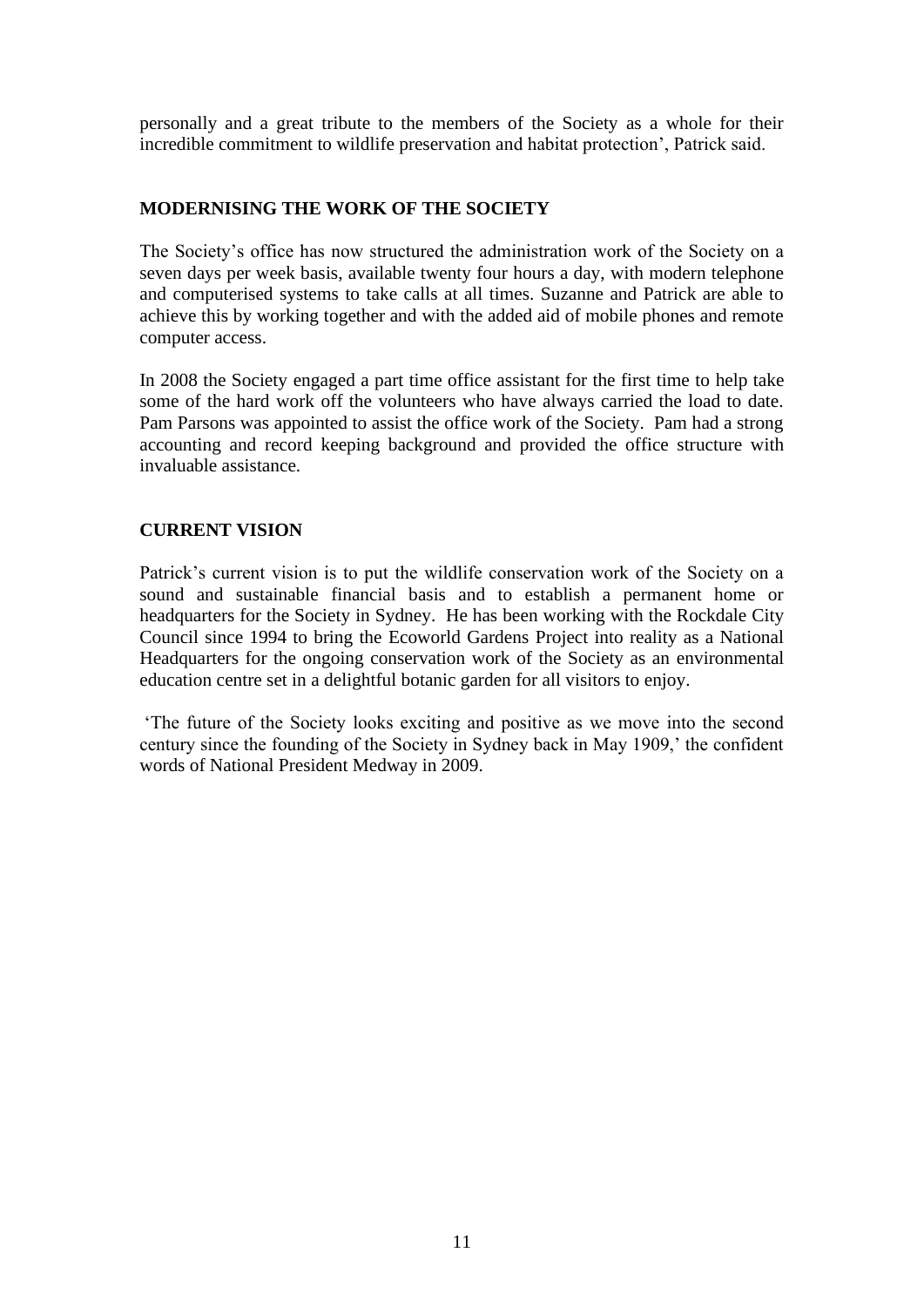personally and a great tribute to the members of the Society as a whole for their incredible commitment to wildlife preservation and habitat protection', Patrick said.

## MODERNISING THE WORK OF THE SOCIETY

The Society's office has now structured the administration work of the Society on a seven days per week basis, available twenty four hours a day, with modern telephone and computerised systems to take calls at all times. Suzanne and Patrick are able to achieve this by working together and with the added aid of mobile phones and remote computer access.

In 2008 the Society engaged a part time office assistant for the first time to help take some of the hard work off the volunteers who have always carried the load to date. Pam Parsons was appointed to assist the office work of the Society. Pam had a strong accounting and record keeping background and provided the office structure with invaluable assistance.

## CURRENT VISION

Patrick's current vision is to put the wildlife conservation work of the Society on a sound and sustainable financial basis and to establish a permanent home or headquarters for the Society in Sydney. He has been working with the Rockdale City Council since 1994 to bring the Ecoworld Gardens Project into reality as a National Headquarters for the ongoing conservation work of the Society as an environmental education centre set in a delightful botanic garden for all visitors to enjoy.

'The future of the Society looks exciting and positive as we move into the second century since the founding of the Society in Sydney back in May 1909,' the confident words of National President Medway in 2009.